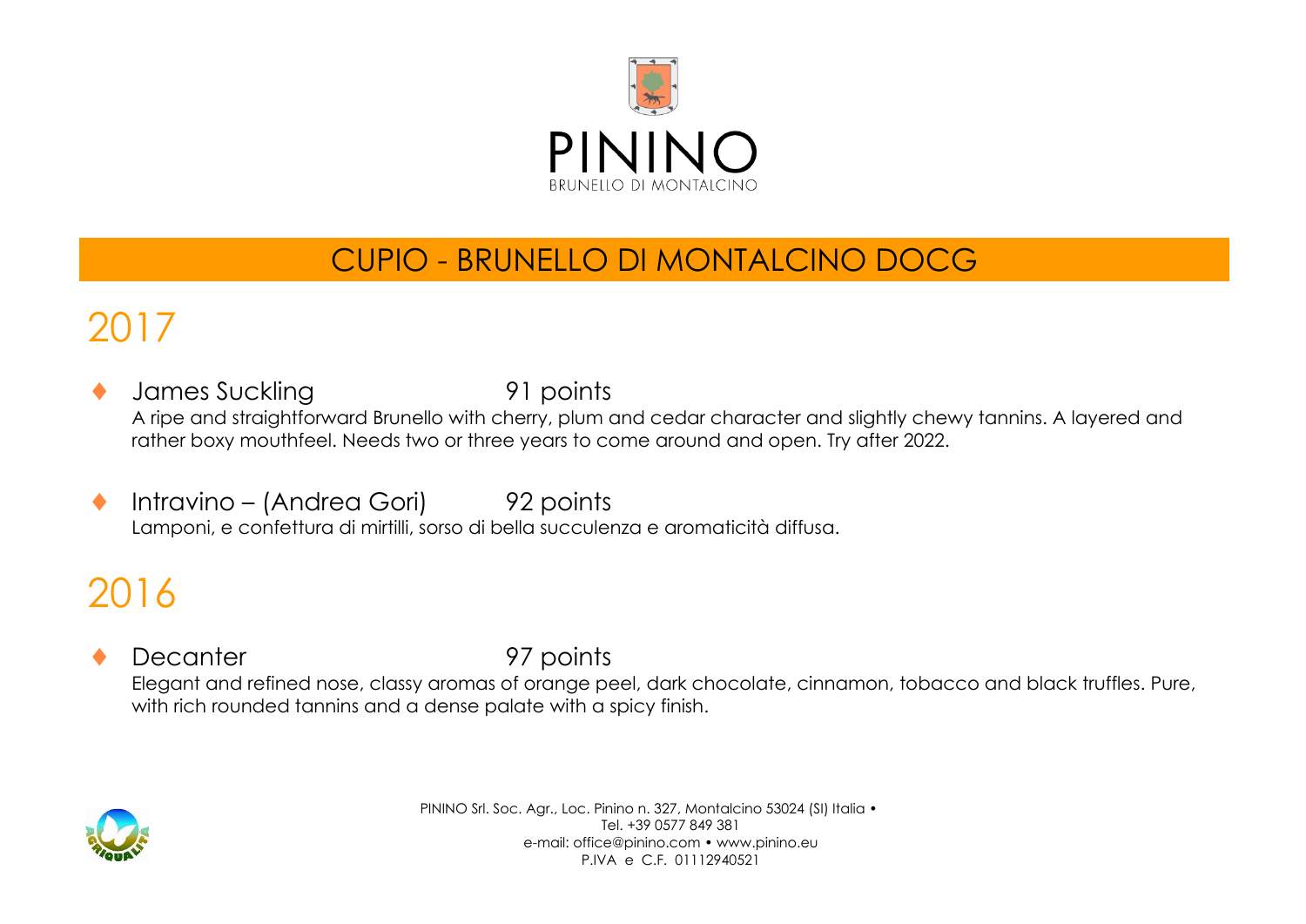PININO

BRUNELLO DI MONTALCINO

# CUPIO - BRUNELLO DI MONTALCINO DOCG

## 2017

- **James Suckling** 91 points
  A ripe and straightforward Brunello with cherry, plum and cedar character and slightly chewy tannins. A layered and rather boxy mouthfeel. Needs two or three years to come around and open. Try after 2022.

- **Intravino – (Andrea Gori)** 92 points
  Lamponi, e confettura di mirtilli, sorso di bella succulenza e aromaticità diffusa.

## 2016

- **Decanter** 97 points
  Elegant and refined nose, classy aromas of orange peel, dark chocolate, cinnamon, tobacco and black truffles. Pure, with rich rounded tannins and a dense palate with a spicy finish.

PININO Srl. Soc. Agr., Loc. Pinino n. 327, Montalcino 53024 (SI) Italia •
Tel. +39 0577 849 381
e-mail: office@pinino.com • www.pinino.eu
P.IVA e C.F. 01112940521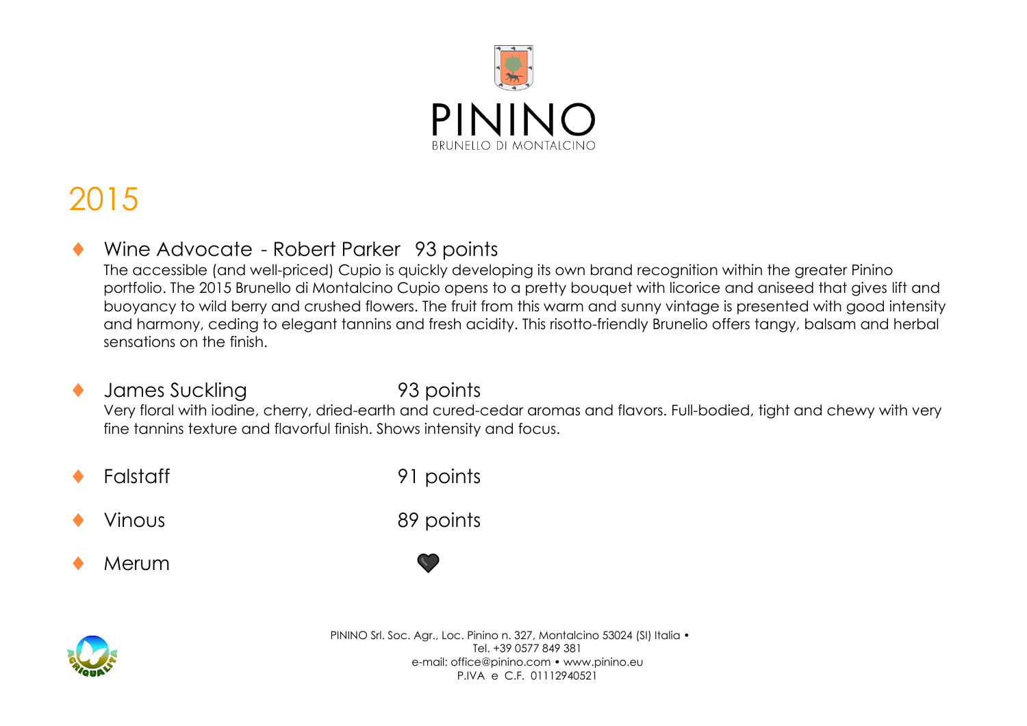PININO
BRUNELLO DI MONTALCINO

# 2015

- **Wine Advocate - Robert Parker 93 points**
  The accessible (and well-priced) Cupio is quickly developing its own brand recognition within the greater Pinino portfolio. The 2015 Brunello di Montalcino Cupio opens to a pretty bouquet with licorice and aniseed that gives lift and buoyancy to wild berry and crushed flowers. The fruit from this warm and sunny vintage is presented with good intensity and harmony, ceding to elegant tannins and fresh acidity. This risotto-friendly Brunello offers tangy, balsam and herbal sensations on the finish.

- **James Suckling 93 points**
  Very floral with iodine, cherry, dried-earth and cured-cedar aromas and flavors. Full-bodied, tight and chewy with very fine tannins texture and flavorful finish. Shows intensity and focus.

- **Falstaff 91 points**

- **Vinous 89 points**

- **Merum** ♥

PININO Srl. Soc. Agr., Loc. Pinino n. 327, Montalcino 53024 (SI) Italia •
Tel. +39 0577 849 381
e-mail: office@pinino.com • www.pinino.eu
P.IVA e C.F. 01112940521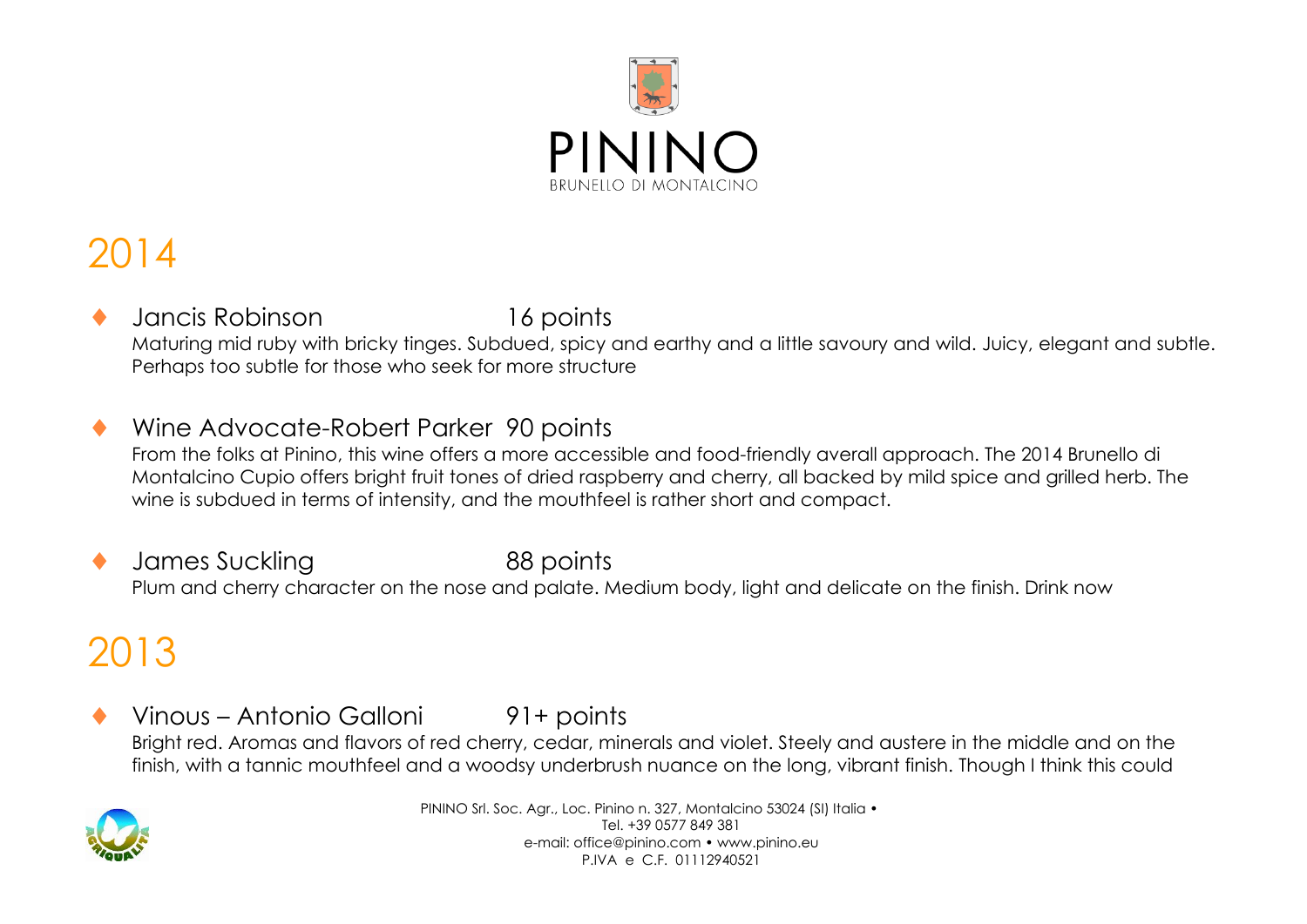# PININO

BRUNELLO DI MONTALCINO

## 2014

- Jancis Robinson 16 points

  Maturing mid ruby with bricky tinges. Subdued, spicy and earthy and a little savoury and wild. Juicy, elegant and subtle. Perhaps too subtle for those who seek for more structure

- Wine Advocate-Robert Parker 90 points

  From the folks at Pinino, this wine offers a more accessible and food-friendly averall approach. The 2014 Brunello di Montalcino Cupio offers bright fruit tones of dried raspberry and cherry, all backed by mild spice and grilled herb. The wine is subdued in terms of intensity, and the mouthfeel is rather short and compact.

- James Suckling 88 points

  Plum and cherry character on the nose and palate. Medium body, light and delicate on the finish. Drink now

## 2013

- Vinous – Antonio Galloni 91+ points

  Bright red. Aromas and flavors of red cherry, cedar, minerals and violet. Steely and austere in the middle and on the finish, with a tannic mouthfeel and a woodsy underbrush nuance on the long, vibrant finish. Though I think this could

PININO Srl. Soc. Agr., Loc. Pinino n. 327, Montalcino 53024 (SI) Italia •
Tel. +39 0577 849 381
e-mail: office@pinino.com • www.pinino.eu
P.IVA e C.F. 01112940521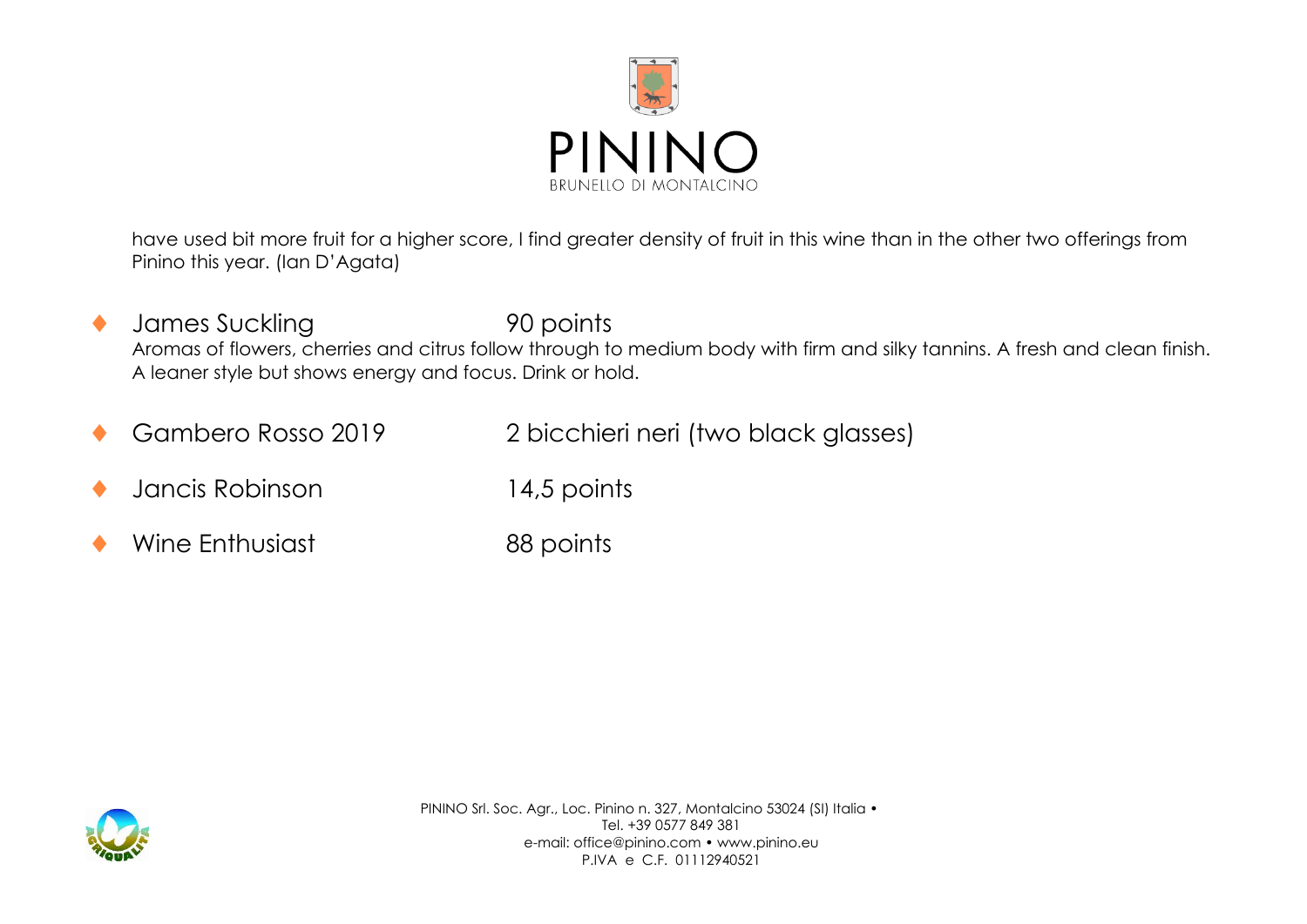have used bit more fruit for a higher score, I find greater density of fruit in this wine than in the other two offerings from Pinino this year. (Ian D'Agata)

- James Suckling 90 points
  Aromas of flowers, cherries and citrus follow through to medium body with firm and silky tannins. A fresh and clean finish. A leaner style but shows energy and focus. Drink or hold.

- Gambero Rosso 2019 2 bicchieri neri (two black glasses)

- Jancis Robinson 14,5 points

- Wine Enthusiast 88 points

PININO Srl. Soc. Agr., Loc. Pinino n. 327, Montalcino 53024 (SI) Italia •
Tel. +39 0577 849 381
e-mail: office@pinino.com • www.pinino.eu
P.IVA e C.F. 01112940521